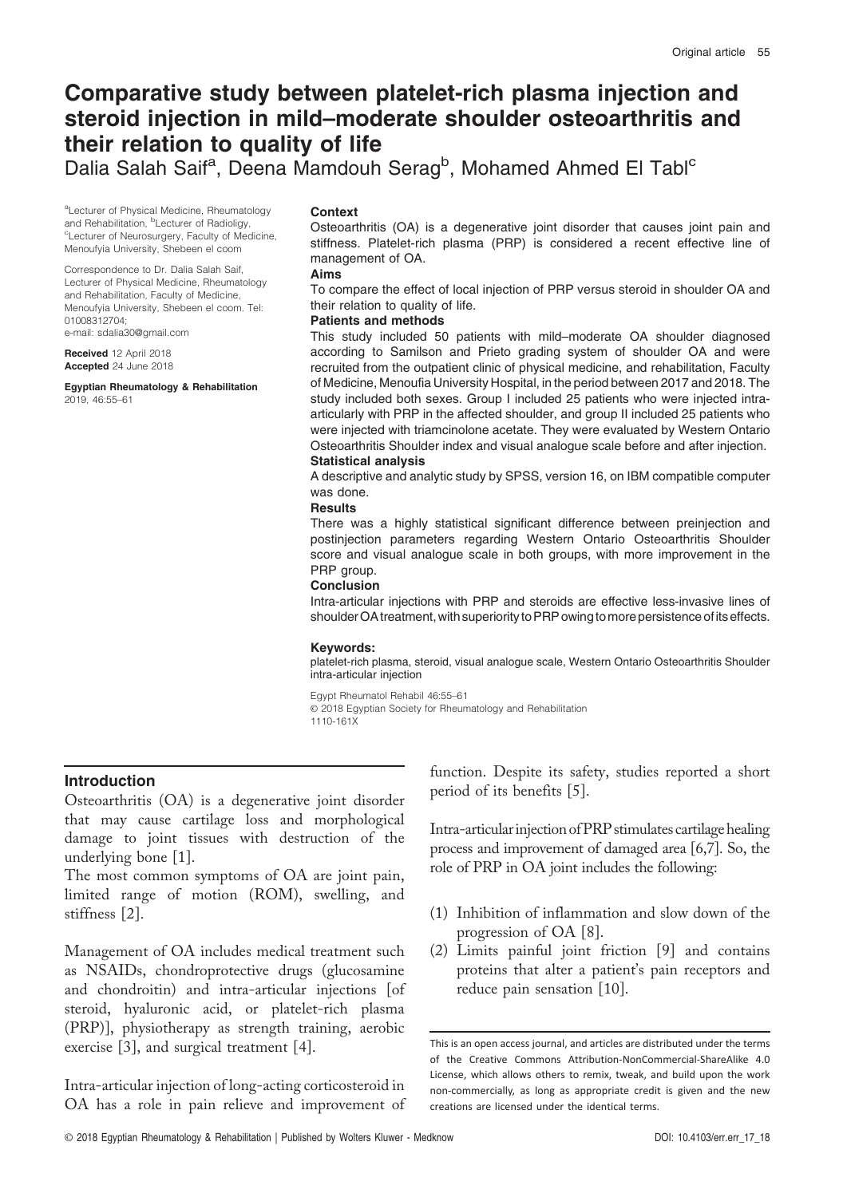# Comparative study between platelet-rich plasma injection and steroid injection in mild–moderate shoulder osteoarthritis and their relation to quality of life

Dalia Salah Saif[a], Deena Mamdouh Serag[b], Mohamed Ahmed El Tabl[c]

[a]Lecturer of Physical Medicine, Rheumatology and Rehabilitation, [b]Lecturer of Radioligy, [c]Lecturer of Neurosurgery, Faculty of Medicine, Menoufyia University, Shebeen el coom

Correspondence to Dr. Dalia Salah Saif, Lecturer of Physical Medicine, Rheumatology and Rehabilitation, Faculty of Medicine, Menoufyia University, Shebeen el coom. Tel: 01008312704; e-mail: sdalia30@gmail.com

**Received** 12 April 2018
**Accepted** 24 June 2018

**Egyptian Rheumatology & Rehabilitation** 2019, 46:55–61

### Context

Osteoarthritis (OA) is a degenerative joint disorder that causes joint pain and stiffness. Platelet-rich plasma (PRP) is considered a recent effective line of management of OA.

### Aims

To compare the effect of local injection of PRP versus steroid in shoulder OA and their relation to quality of life.

### Patients and methods

This study included 50 patients with mild–moderate OA shoulder diagnosed according to Samilson and Prieto grading system of shoulder OA and were recruited from the outpatient clinic of physical medicine, and rehabilitation, Faculty of Medicine, Menoufia University Hospital, in the period between 2017 and 2018. The study included both sexes. Group I included 25 patients who were injected intra-articularly with PRP in the affected shoulder, and group II included 25 patients who were injected with triamcinolone acetate. They were evaluated by Western Ontario Osteoarthritis Shoulder index and visual analogue scale before and after injection.

### Statistical analysis

A descriptive and analytic study by SPSS, version 16, on IBM compatible computer was done.

### Results

There was a highly statistical significant difference between preinjection and postinjection parameters regarding Western Ontario Osteoarthritis Shoulder score and visual analogue scale in both groups, with more improvement in the PRP group.

### Conclusion

Intra-articular injections with PRP and steroids are effective less-invasive lines of shoulder OA treatment, with superiority to PRP owing to more persistence of its effects.

### Keywords:

platelet-rich plasma, steroid, visual analogue scale, Western Ontario Osteoarthritis Shoulder intra-articular injection

Egypt Rheumatol Rehabil 46:55–61
© 2018 Egyptian Society for Rheumatology and Rehabilitation
1110-161X

## Introduction

Osteoarthritis (OA) is a degenerative joint disorder that may cause cartilage loss and morphological damage to joint tissues with destruction of the underlying bone [1].

The most common symptoms of OA are joint pain, limited range of motion (ROM), swelling, and stiffness [2].

Management of OA includes medical treatment such as NSAIDs, chondroprotective drugs (glucosamine and chondroitin) and intra-articular injections [of steroid, hyaluronic acid, or platelet-rich plasma (PRP)], physiotherapy as strength training, aerobic exercise [3], and surgical treatment [4].

Intra-articular injection of long-acting corticosteroid in OA has a role in pain relieve and improvement of function. Despite its safety, studies reported a short period of its benefits [5].

Intra-articular injection of PRP stimulates cartilage healing process and improvement of damaged area [6,7]. So, the role of PRP in OA joint includes the following:

(1) Inhibition of inflammation and slow down of the progression of OA [8].
(2) Limits painful joint friction [9] and contains proteins that alter a patient's pain receptors and reduce pain sensation [10].

This is an open access journal, and articles are distributed under the terms of the Creative Commons Attribution-NonCommercial-ShareAlike 4.0 License, which allows others to remix, tweak, and build upon the work non-commercially, as long as appropriate credit is given and the new creations are licensed under the identical terms.

© 2018 Egyptian Rheumatology & Rehabilitation | Published by Wolters Kluwer - Medknow DOI: 10.4103/err.err_17_18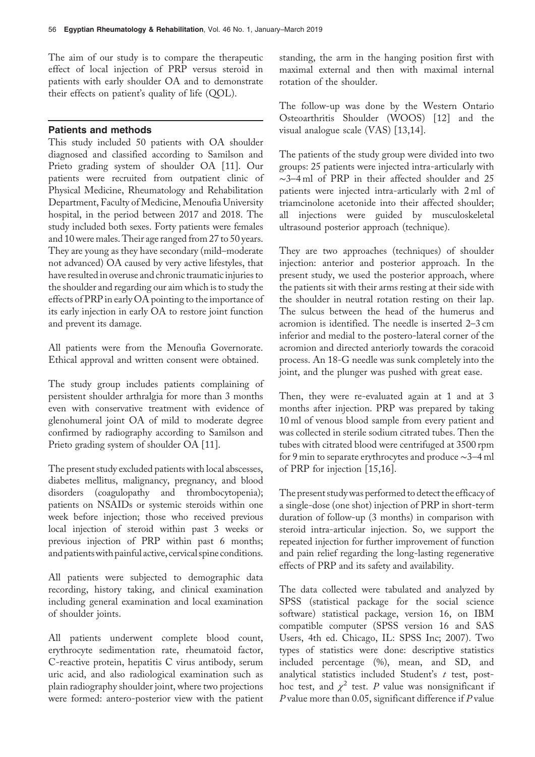The aim of our study is to compare the therapeutic effect of local injection of PRP versus steroid in patients with early shoulder OA and to demonstrate their effects on patient's quality of life (QOL).

## Patients and methods

This study included 50 patients with OA shoulder diagnosed and classified according to Samilson and Prieto grading system of shoulder OA [11]. Our patients were recruited from outpatient clinic of Physical Medicine, Rheumatology and Rehabilitation Department, Faculty of Medicine, Menoufia University hospital, in the period between 2017 and 2018. The study included both sexes. Forty patients were females and 10 were males. Their age ranged from 27 to 50 years. They are young as they have secondary (mild–moderate not advanced) OA caused by very active lifestyles, that have resulted in overuse and chronic traumatic injuries to the shoulder and regarding our aim which is to study the effects of PRP in early OA pointing to the importance of its early injection in early OA to restore joint function and prevent its damage.

All patients were from the Menoufia Governorate. Ethical approval and written consent were obtained.

The study group includes patients complaining of persistent shoulder arthralgia for more than 3 months even with conservative treatment with evidence of glenohumeral joint OA of mild to moderate degree confirmed by radiography according to Samilson and Prieto grading system of shoulder OA [11].

The present study excluded patients with local abscesses, diabetes mellitus, malignancy, pregnancy, and blood disorders (coagulopathy and thrombocytopenia); patients on NSAIDs or systemic steroids within one week before injection; those who received previous local injection of steroid within past 3 weeks or previous injection of PRP within past 6 months; and patients with painful active, cervical spine conditions.

All patients were subjected to demographic data recording, history taking, and clinical examination including general examination and local examination of shoulder joints.

All patients underwent complete blood count, erythrocyte sedimentation rate, rheumatoid factor, C-reactive protein, hepatitis C virus antibody, serum uric acid, and also radiological examination such as plain radiography shoulder joint, where two projections were formed: antero-posterior view with the patient standing, the arm in the hanging position first with maximal external and then with maximal internal rotation of the shoulder.

The follow-up was done by the Western Ontario Osteoarthritis Shoulder (WOOS) [12] and the visual analogue scale (VAS) [13,14].

The patients of the study group were divided into two groups: 25 patients were injected intra-articularly with ~3–4 ml of PRP in their affected shoulder and 25 patients were injected intra-articularly with 2 ml of triamcinolone acetonide into their affected shoulder; all injections were guided by musculoskeletal ultrasound posterior approach (technique).

They are two approaches (techniques) of shoulder injection: anterior and posterior approach. In the present study, we used the posterior approach, where the patients sit with their arms resting at their side with the shoulder in neutral rotation resting on their lap. The sulcus between the head of the humerus and acromion is identified. The needle is inserted 2–3 cm inferior and medial to the postero-lateral corner of the acromion and directed anteriorly towards the coracoid process. An 18-G needle was sunk completely into the joint, and the plunger was pushed with great ease.

Then, they were re-evaluated again at 1 and at 3 months after injection. PRP was prepared by taking 10 ml of venous blood sample from every patient and was collected in sterile sodium citrated tubes. Then the tubes with citrated blood were centrifuged at 3500 rpm for 9 min to separate erythrocytes and produce ~3–4 ml of PRP for injection [15,16].

The present study was performed to detect the efficacy of a single-dose (one shot) injection of PRP in short-term duration of follow-up (3 months) in comparison with steroid intra-articular injection. So, we support the repeated injection for further improvement of function and pain relief regarding the long-lasting regenerative effects of PRP and its safety and availability.

The data collected were tabulated and analyzed by SPSS (statistical package for the social science software) statistical package, version 16, on IBM compatible computer (SPSS version 16 and SAS Users, 4th ed. Chicago, IL: SPSS Inc; 2007). Two types of statistics were done: descriptive statistics included percentage (%), mean, and SD, and analytical statistics included Student's $t$ test, post-hoc test, and $\chi^2$ test. $P$ value was nonsignificant if $P$ value more than 0.05, significant difference if $P$ value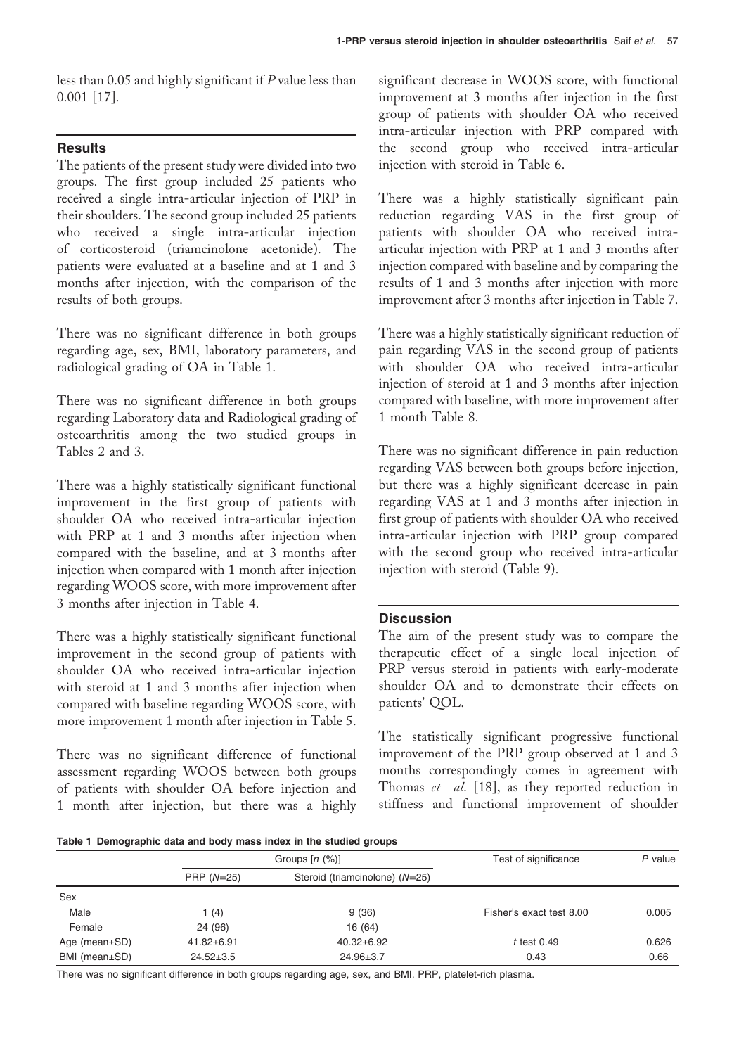less than 0.05 and highly significant if *P* value less than 0.001 [17].

## Results

The patients of the present study were divided into two groups. The first group included 25 patients who received a single intra-articular injection of PRP in their shoulders. The second group included 25 patients who received a single intra-articular injection of corticosteroid (triamcinolone acetonide). The patients were evaluated at a baseline and at 1 and 3 months after injection, with the comparison of the results of both groups.

There was no significant difference in both groups regarding age, sex, BMI, laboratory parameters, and radiological grading of OA in Table 1.

There was no significant difference in both groups regarding Laboratory data and Radiological grading of osteoarthritis among the two studied groups in Tables 2 and 3.

There was a highly statistically significant functional improvement in the first group of patients with shoulder OA who received intra-articular injection with PRP at 1 and 3 months after injection when compared with the baseline, and at 3 months after injection when compared with 1 month after injection regarding WOOS score, with more improvement after 3 months after injection in Table 4.

There was a highly statistically significant functional improvement in the second group of patients with shoulder OA who received intra-articular injection with steroid at 1 and 3 months after injection when compared with baseline regarding WOOS score, with more improvement 1 month after injection in Table 5.

There was no significant difference of functional assessment regarding WOOS between both groups of patients with shoulder OA before injection and 1 month after injection, but there was a highly significant decrease in WOOS score, with functional improvement at 3 months after injection in the first group of patients with shoulder OA who received intra-articular injection with PRP compared with the second group who received intra-articular injection with steroid in Table 6.

There was a highly statistically significant pain reduction regarding VAS in the first group of patients with shoulder OA who received intra-articular injection with PRP at 1 and 3 months after injection compared with baseline and by comparing the results of 1 and 3 months after injection with more improvement after 3 months after injection in Table 7.

There was a highly statistically significant reduction of pain regarding VAS in the second group of patients with shoulder OA who received intra-articular injection of steroid at 1 and 3 months after injection compared with baseline, with more improvement after 1 month Table 8.

There was no significant difference in pain reduction regarding VAS between both groups before injection, but there was a highly significant decrease in pain regarding VAS at 1 and 3 months after injection in first group of patients with shoulder OA who received intra-articular injection with PRP group compared with the second group who received intra-articular injection with steroid (Table 9).

## Discussion

The aim of the present study was to compare the therapeutic effect of a single local injection of PRP versus steroid in patients with early-moderate shoulder OA and to demonstrate their effects on patients' QOL.

The statistically significant progressive functional improvement of the PRP group observed at 1 and 3 months correspondingly comes in agreement with Thomas *et al*. [18], as they reported reduction in stiffness and functional improvement of shoulder

**Table 1 Demographic data and body mass index in the studied groups**

| | Groups [*n* (%)] | | Test of significance | *P* value |
|---|---|---|---|---|
| | PRP (*N*=25) | Steroid (triamcinolone) (*N*=25) | | |
| Sex | | | | |
| Male | 1 (4) | 9 (36) | Fisher's exact test 8.00 | 0.005 |
| Female | 24 (96) | 16 (64) | | |
| Age (mean±SD) | 41.82±6.91 | 40.32±6.92 | *t* test 0.49 | 0.626 |
| BMI (mean±SD) | 24.52±3.5 | 24.96±3.7 | 0.43 | 0.66 |

There was no significant difference in both groups regarding age, sex, and BMI. PRP, platelet-rich plasma.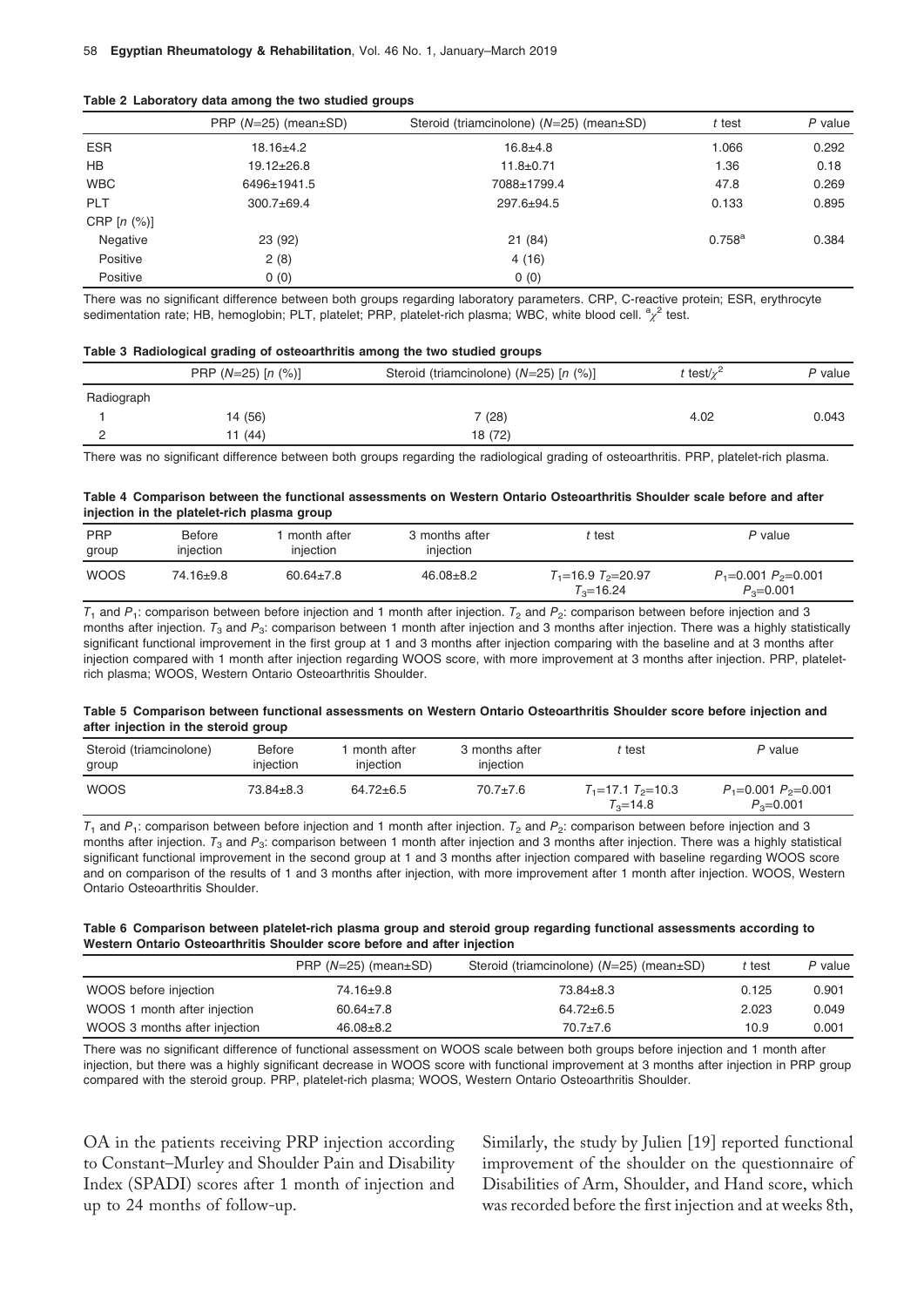**Table 2 Laboratory data among the two studied groups**

| | PRP ($N$=25) (mean±SD) | Steroid (triamcinolone) ($N$=25) (mean±SD) | $t$ test | $P$ value |
|---|---|---|---|---|
| ESR | 18.16±4.2 | 16.8±4.8 | 1.066 | 0.292 |
| HB | 19.12±26.8 | 11.8±0.71 | 1.36 | 0.18 |
| WBC | 6496±1941.5 | 7088±1799.4 | 47.8 | 0.269 |
| PLT | 300.7±69.4 | 297.6±94.5 | 0.133 | 0.895 |
| CRP [$n$ (%)] | | | | |
| Negative | 23 (92) | 21 (84) | 0.758[a] | 0.384 |
| Positive | 2 (8) | 4 (16) | | |
| Positive | 0 (0) | 0 (0) | | |

There was no significant difference between both groups regarding laboratory parameters. CRP, C-reactive protein; ESR, erythrocyte sedimentation rate; HB, hemoglobin; PLT, platelet; PRP, platelet-rich plasma; WBC, white blood cell. [a]$\chi^2$ test.

**Table 3 Radiological grading of osteoarthritis among the two studied groups**

| | PRP ($N$=25) [$n$ (%)] | Steroid (triamcinolone) ($N$=25) [$n$ (%)] | $t$ test/$\chi^2$ | $P$ value |
|---|---|---|---|---|
| Radiograph | | | | |
| 1 | 14 (56) | 7 (28) | 4.02 | 0.043 |
| 2 | 11 (44) | 18 (72) | | |

There was no significant difference between both groups regarding the radiological grading of osteoarthritis. PRP, platelet-rich plasma.

**Table 4 Comparison between the functional assessments on Western Ontario Osteoarthritis Shoulder scale before and after injection in the platelet-rich plasma group**

| PRP group | Before injection | 1 month after injection | 3 months after injection | $t$ test | $P$ value |
|---|---|---|---|---|---|
| WOOS | 74.16±9.8 | 60.64±7.8 | 46.08±8.2 | $T_1$=16.9 $T_2$=20.97 $T_3$=16.24 | $P_1$=0.001 $P_2$=0.001 $P_3$=0.001 |

$T_1$ and $P_1$: comparison between before injection and 1 month after injection. $T_2$ and $P_2$: comparison between before injection and 3 months after injection. $T_3$ and $P_3$: comparison between 1 month after injection and 3 months after injection. There was a highly statistically significant functional improvement in the first group at 1 and 3 months after injection comparing with the baseline and at 3 months after injection compared with 1 month after injection regarding WOOS score, with more improvement at 3 months after injection. PRP, platelet-rich plasma; WOOS, Western Ontario Osteoarthritis Shoulder.

**Table 5 Comparison between functional assessments on Western Ontario Osteoarthritis Shoulder score before injection and after injection in the steroid group**

| Steroid (triamcinolone) group | Before injection | 1 month after injection | 3 months after injection | $t$ test | $P$ value |
|---|---|---|---|---|---|
| WOOS | 73.84±8.3 | 64.72±6.5 | 70.7±7.6 | $T_1$=17.1 $T_2$=10.3 $T_3$=14.8 | $P_1$=0.001 $P_2$=0.001 $P_3$=0.001 |

$T_1$ and $P_1$: comparison between before injection and 1 month after injection. $T_2$ and $P_2$: comparison between before injection and 3 months after injection. $T_3$ and $P_3$: comparison between 1 month after injection and 3 months after injection. There was a highly statistical significant functional improvement in the second group at 1 and 3 months after injection compared with baseline regarding WOOS score and on comparison of the results of 1 and 3 months after injection, with more improvement after 1 month after injection. WOOS, Western Ontario Osteoarthritis Shoulder.

**Table 6 Comparison between platelet-rich plasma group and steroid group regarding functional assessments according to Western Ontario Osteoarthritis Shoulder score before and after injection**

| | PRP ($N$=25) (mean±SD) | Steroid (triamcinolone) ($N$=25) (mean±SD) | $t$ test | $P$ value |
|---|---|---|---|---|
| WOOS before injection | 74.16±9.8 | 73.84±8.3 | 0.125 | 0.901 |
| WOOS 1 month after injection | 60.64±7.8 | 64.72±6.5 | 2.023 | 0.049 |
| WOOS 3 months after injection | 46.08±8.2 | 70.7±7.6 | 10.9 | 0.001 |

There was no significant difference of functional assessment on WOOS scale between both groups before injection and 1 month after injection, but there was a highly significant decrease in WOOS score with functional improvement at 3 months after injection in PRP group compared with the steroid group. PRP, platelet-rich plasma; WOOS, Western Ontario Osteoarthritis Shoulder.

OA in the patients receiving PRP injection according to Constant–Murley and Shoulder Pain and Disability Index (SPADI) scores after 1 month of injection and up to 24 months of follow-up.

Similarly, the study by Julien [19] reported functional improvement of the shoulder on the questionnaire of Disabilities of Arm, Shoulder, and Hand score, which was recorded before the first injection and at weeks 8th,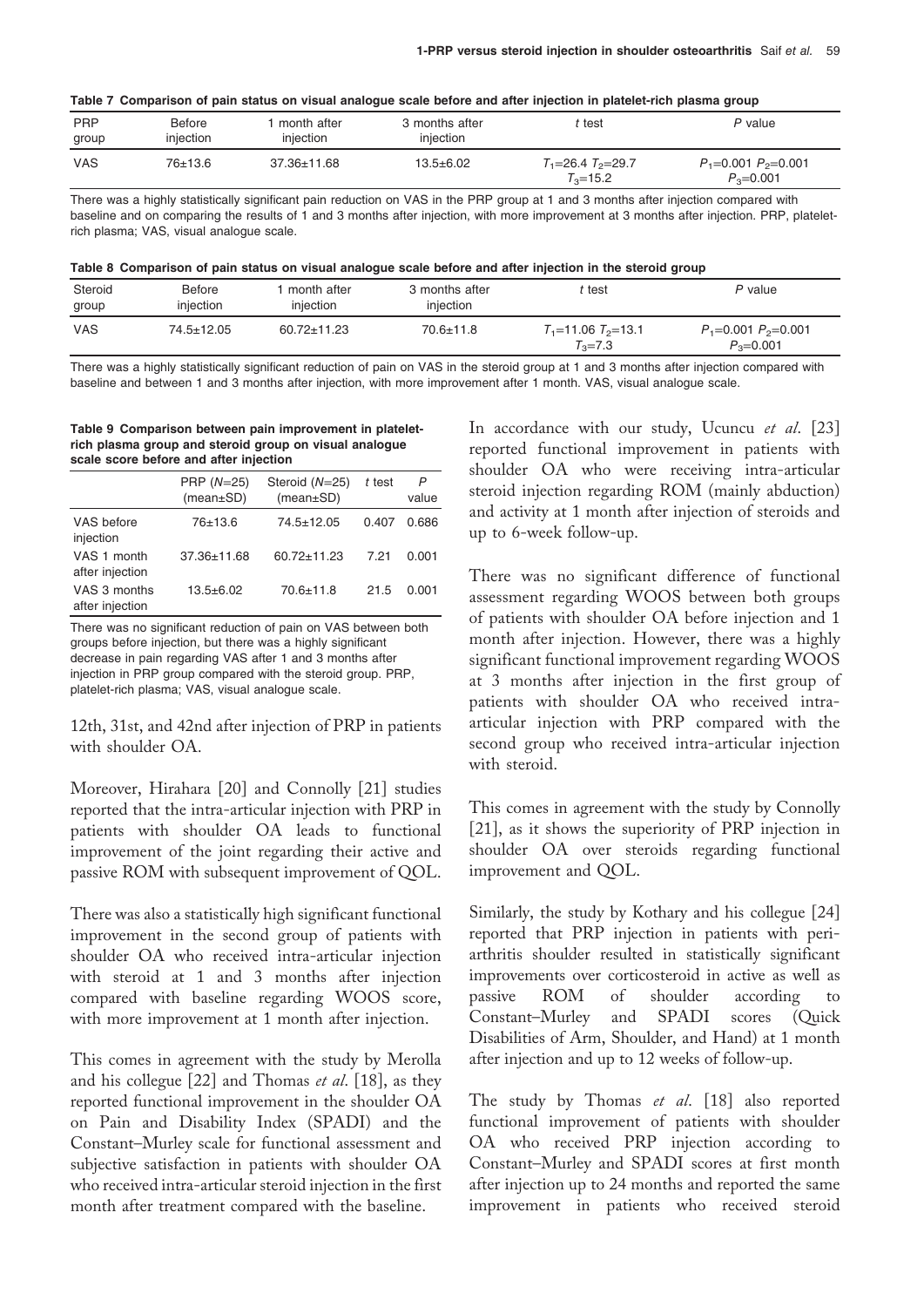**Table 7 Comparison of pain status on visual analogue scale before and after injection in platelet-rich plasma group**

| PRP group | Before injection | 1 month after injection | 3 months after injection | $t$ test | $P$ value |
|---|---|---|---|---|---|
| VAS | 76±13.6 | 37.36±11.68 | 13.5±6.02 | $T_1$=26.4 $T_2$=29.7 $T_3$=15.2 | $P_1$=0.001 $P_2$=0.001 $P_3$=0.001 |

There was a highly statistically significant pain reduction on VAS in the PRP group at 1 and 3 months after injection compared with baseline and on comparing the results of 1 and 3 months after injection, with more improvement at 3 months after injection. PRP, platelet-rich plasma; VAS, visual analogue scale.

**Table 8 Comparison of pain status on visual analogue scale before and after injection in the steroid group**

| Steroid group | Before injection | 1 month after injection | 3 months after injection | $t$ test | $P$ value |
|---|---|---|---|---|---|
| VAS | 74.5±12.05 | 60.72±11.23 | 70.6±11.8 | $T_1$=11.06 $T_2$=13.1 $T_3$=7.3 | $P_1$=0.001 $P_2$=0.001 $P_3$=0.001 |

There was a highly statistically significant reduction of pain on VAS in the steroid group at 1 and 3 months after injection compared with baseline and between 1 and 3 months after injection, with more improvement after 1 month. VAS, visual analogue scale.

**Table 9 Comparison between pain improvement in platelet-rich plasma group and steroid group on visual analogue scale score before and after injection**

| | PRP ($N$=25) (mean±SD) | Steroid ($N$=25) (mean±SD) | $t$ test | $P$ value |
|---|---|---|---|---|
| VAS before injection | 76±13.6 | 74.5±12.05 | 0.407 | 0.686 |
| VAS 1 month after injection | 37.36±11.68 | 60.72±11.23 | 7.21 | 0.001 |
| VAS 3 months after injection | 13.5±6.02 | 70.6±11.8 | 21.5 | 0.001 |

There was no significant reduction of pain on VAS between both groups before injection, but there was a highly significant decrease in pain regarding VAS after 1 and 3 months after injection in PRP group compared with the steroid group. PRP, platelet-rich plasma; VAS, visual analogue scale.

12th, 31st, and 42nd after injection of PRP in patients with shoulder OA.

Moreover, Hirahara [20] and Connolly [21] studies reported that the intra-articular injection with PRP in patients with shoulder OA leads to functional improvement of the joint regarding their active and passive ROM with subsequent improvement of QOL.

There was also a statistically high significant functional improvement in the second group of patients with shoulder OA who received intra-articular injection with steroid at 1 and 3 months after injection compared with baseline regarding WOOS score, with more improvement at 1 month after injection.

This comes in agreement with the study by Merolla and his collegue [22] and Thomas *et al*. [18], as they reported functional improvement in the shoulder OA on Pain and Disability Index (SPADI) and the Constant–Murley scale for functional assessment and subjective satisfaction in patients with shoulder OA who received intra-articular steroid injection in the first month after treatment compared with the baseline.

In accordance with our study, Ucuncu *et al*. [23] reported functional improvement in patients with shoulder OA who were receiving intra-articular steroid injection regarding ROM (mainly abduction) and activity at 1 month after injection of steroids and up to 6-week follow-up.

There was no significant difference of functional assessment regarding WOOS between both groups of patients with shoulder OA before injection and 1 month after injection. However, there was a highly significant functional improvement regarding WOOS at 3 months after injection in the first group of patients with shoulder OA who received intra-articular injection with PRP compared with the second group who received intra-articular injection with steroid.

This comes in agreement with the study by Connolly [21], as it shows the superiority of PRP injection in shoulder OA over steroids regarding functional improvement and QOL.

Similarly, the study by Kothary and his collegue [24] reported that PRP injection in patients with peri-arthritis shoulder resulted in statistically significant improvements over corticosteroid in active as well as passive ROM of shoulder according to Constant–Murley and SPADI scores (Quick Disabilities of Arm, Shoulder, and Hand) at 1 month after injection and up to 12 weeks of follow-up.

The study by Thomas *et al*. [18] also reported functional improvement of patients with shoulder OA who received PRP injection according to Constant–Murley and SPADI scores at first month after injection up to 24 months and reported the same improvement in patients who received steroid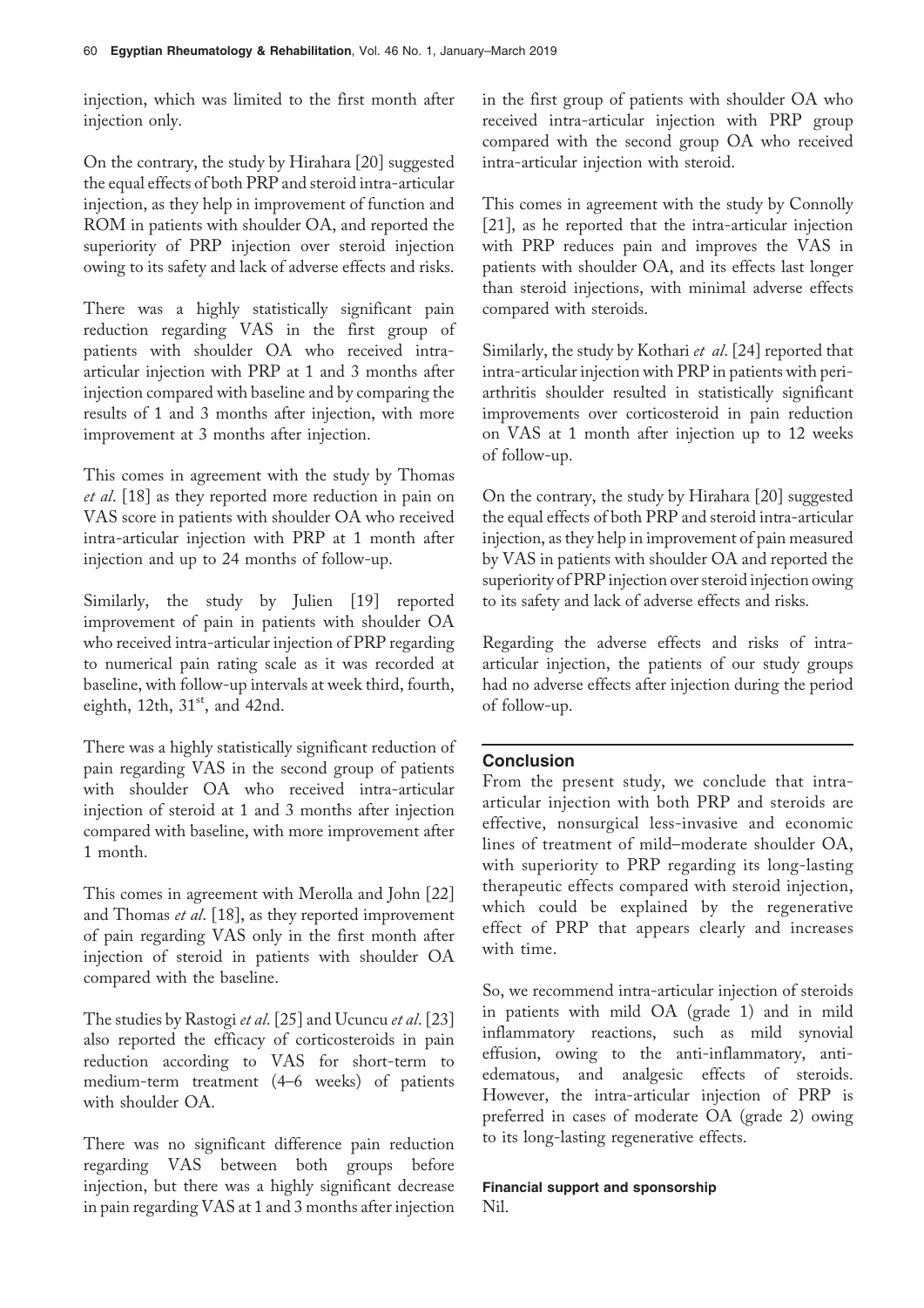injection, which was limited to the first month after injection only.

On the contrary, the study by Hirahara [20] suggested the equal effects of both PRP and steroid intra-articular injection, as they help in improvement of function and ROM in patients with shoulder OA, and reported the superiority of PRP injection over steroid injection owing to its safety and lack of adverse effects and risks.

There was a highly statistically significant pain reduction regarding VAS in the first group of patients with shoulder OA who received intra-articular injection with PRP at 1 and 3 months after injection compared with baseline and by comparing the results of 1 and 3 months after injection, with more improvement at 3 months after injection.

This comes in agreement with the study by Thomas *et al*. [18] as they reported more reduction in pain on VAS score in patients with shoulder OA who received intra-articular injection with PRP at 1 month after injection and up to 24 months of follow-up.

Similarly, the study by Julien [19] reported improvement of pain in patients with shoulder OA who received intra-articular injection of PRP regarding to numerical pain rating scale as it was recorded at baseline, with follow-up intervals at week third, fourth, eighth, 12th, 31st, and 42nd.

There was a highly statistically significant reduction of pain regarding VAS in the second group of patients with shoulder OA who received intra-articular injection of steroid at 1 and 3 months after injection compared with baseline, with more improvement after 1 month.

This comes in agreement with Merolla and John [22] and Thomas *et al*. [18], as they reported improvement of pain regarding VAS only in the first month after injection of steroid in patients with shoulder OA compared with the baseline.

The studies by Rastogi *et al*. [25] and Ucuncu *et al*. [23] also reported the efficacy of corticosteroids in pain reduction according to VAS for short-term to medium-term treatment (4–6 weeks) of patients with shoulder OA.

There was no significant difference pain reduction regarding VAS between both groups before injection, but there was a highly significant decrease in pain regarding VAS at 1 and 3 months after injection in the first group of patients with shoulder OA who received intra-articular injection with PRP group compared with the second group OA who received intra-articular injection with steroid.

This comes in agreement with the study by Connolly [21], as he reported that the intra-articular injection with PRP reduces pain and improves the VAS in patients with shoulder OA, and its effects last longer than steroid injections, with minimal adverse effects compared with steroids.

Similarly, the study by Kothari *et al*. [24] reported that intra-articular injection with PRP in patients with peri-arthritis shoulder resulted in statistically significant improvements over corticosteroid in pain reduction on VAS at 1 month after injection up to 12 weeks of follow-up.

On the contrary, the study by Hirahara [20] suggested the equal effects of both PRP and steroid intra-articular injection, as they help in improvement of pain measured by VAS in patients with shoulder OA and reported the superiority of PRP injection over steroid injection owing to its safety and lack of adverse effects and risks.

Regarding the adverse effects and risks of intra-articular injection, the patients of our study groups had no adverse effects after injection during the period of follow-up.

## Conclusion

From the present study, we conclude that intra-articular injection with both PRP and steroids are effective, nonsurgical less-invasive and economic lines of treatment of mild–moderate shoulder OA, with superiority to PRP regarding its long-lasting therapeutic effects compared with steroid injection, which could be explained by the regenerative effect of PRP that appears clearly and increases with time.

So, we recommend intra-articular injection of steroids in patients with mild OA (grade 1) and in mild inflammatory reactions, such as mild synovial effusion, owing to the anti-inflammatory, anti-edematous, and analgesic effects of steroids. However, the intra-articular injection of PRP is preferred in cases of moderate OA (grade 2) owing to its long-lasting regenerative effects.

### Financial support and sponsorship

Nil.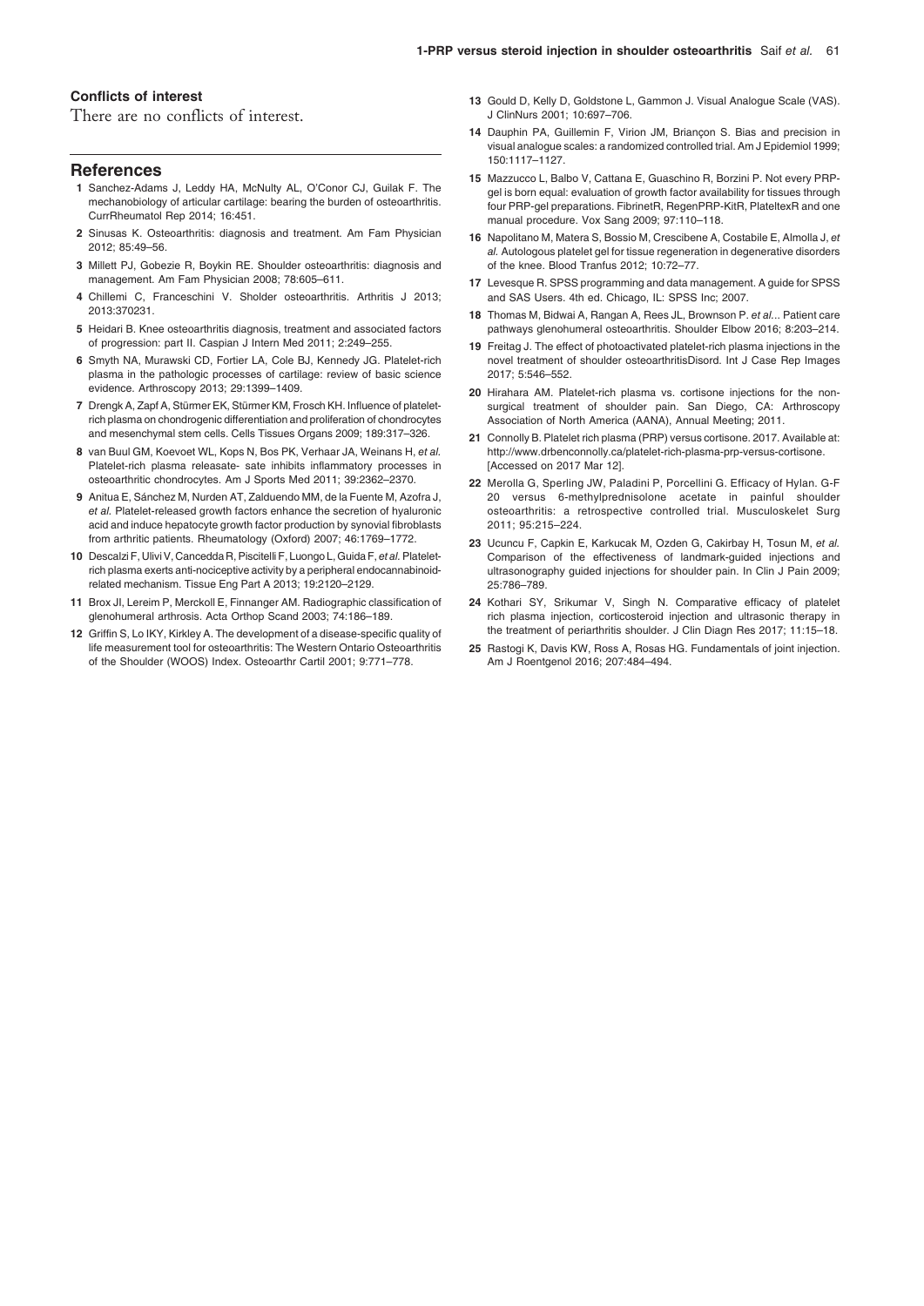## Conflicts of interest

There are no conflicts of interest.

## References

1 Sanchez-Adams J, Leddy HA, McNulty AL, O'Conor CJ, Guilak F. The mechanobiology of articular cartilage: bearing the burden of osteoarthritis. CurrRheumatol Rep 2014; 16:451.

2 Sinusas K. Osteoarthritis: diagnosis and treatment. Am Fam Physician 2012; 85:49–56.

3 Millett PJ, Gobezie R, Boykin RE. Shoulder osteoarthritis: diagnosis and management. Am Fam Physician 2008; 78:605–611.

4 Chillemi C, Franceschini V. Sholder osteoarthritis. Arthritis J 2013; 2013:370231.

5 Heidari B. Knee osteoarthritis diagnosis, treatment and associated factors of progression: part II. Caspian J Intern Med 2011; 2:249–255.

6 Smyth NA, Murawski CD, Fortier LA, Cole BJ, Kennedy JG. Platelet-rich plasma in the pathologic processes of cartilage: review of basic science evidence. Arthroscopy 2013; 29:1399–1409.

7 Drengk A, Zapf A, Stürmer EK, Stürmer KM, Frosch KH. Influence of platelet-rich plasma on chondrogenic differentiation and proliferation of chondrocytes and mesenchymal stem cells. Cells Tissues Organs 2009; 189:317–326.

8 van Buul GM, Koevoet WL, Kops N, Bos PK, Verhaar JA, Weinans H, *et al.* Platelet-rich plasma releasate- sate inhibits inflammatory processes in osteoarthritic chondrocytes. Am J Sports Med 2011; 39:2362–2370.

9 Anitua E, Sánchez M, Nurden AT, Zalduendo MM, de la Fuente M, Azofra J, *et al.* Platelet-released growth factors enhance the secretion of hyaluronic acid and induce hepatocyte growth factor production by synovial fibroblasts from arthritic patients. Rheumatology (Oxford) 2007; 46:1769–1772.

10 Descalzi F, Ulivi V, Cancedda R, Piscitelli F, Luongo L, Guida F, *et al.* Platelet-rich plasma exerts anti-nociceptive activity by a peripheral endocannabinoid-related mechanism. Tissue Eng Part A 2013; 19:2120–2129.

11 Brox JI, Lereim P, Merckoll E, Finnanger AM. Radiographic classification of glenohumeral arthrosis. Acta Orthop Scand 2003; 74:186–189.

12 Griffin S, Lo IKY, Kirkley A. The development of a disease-specific quality of life measurement tool for osteoarthritis: The Western Ontario Osteoarthritis of the Shoulder (WOOS) Index. Osteoarthr Cartil 2001; 9:771–778.

13 Gould D, Kelly D, Goldstone L, Gammon J. Visual Analogue Scale (VAS). J ClinNurs 2001; 10:697–706.

14 Dauphin PA, Guillemin F, Virion JM, Briançon S. Bias and precision in visual analogue scales: a randomized controlled trial. Am J Epidemiol 1999; 150:1117–1127.

15 Mazzucco L, Balbo V, Cattana E, Guaschino R, Borzini P. Not every PRP-gel is born equal: evaluation of growth factor availability for tissues through four PRP-gel preparations. FibrinetR, RegenPRP-KitR, PlateltexR and one manual procedure. Vox Sang 2009; 97:110–118.

16 Napolitano M, Matera S, Bossio M, Crescibene A, Costabile E, Almolla J, *et al.* Autologous platelet gel for tissue regeneration in degenerative disorders of the knee. Blood Tranfus 2012; 10:72–77.

17 Levesque R. SPSS programming and data management. A guide for SPSS and SAS Users. 4th ed. Chicago, IL: SPSS Inc; 2007.

18 Thomas M, Bidwai A, Rangan A, Rees JL, Brownson P. *et al.*.. Patient care pathways glenohumeral osteoarthritis. Shoulder Elbow 2016; 8:203–214.

19 Freitag J. The effect of photoactivated platelet-rich plasma injections in the novel treatment of shoulder osteoarthritisDisord. Int J Case Rep Images 2017; 5:546–552.

20 Hirahara AM. Platelet-rich plasma vs. cortisone injections for the non-surgical treatment of shoulder pain. San Diego, CA: Arthroscopy Association of North America (AANA), Annual Meeting; 2011.

21 Connolly B. Platelet rich plasma (PRP) versus cortisone. 2017. Available at: http://www.drbenconnolly.ca/platelet-rich-plasma-prp-versus-cortisone. [Accessed on 2017 Mar 12].

22 Merolla G, Sperling JW, Paladini P, Porcellini G. Efficacy of Hylan. G-F 20 versus 6-methylprednisolone acetate in painful shoulder osteoarthritis: a retrospective controlled trial. Musculoskelet Surg 2011; 95:215–224.

23 Ucuncu F, Capkin E, Karkucak M, Ozden G, Cakirbay H, Tosun M, *et al.* Comparison of the effectiveness of landmark-guided injections and ultrasonography guided injections for shoulder pain. In Clin J Pain 2009; 25:786–789.

24 Kothari SY, Srikumar V, Singh N. Comparative efficacy of platelet rich plasma injection, corticosteroid injection and ultrasonic therapy in the treatment of periarthritis shoulder. J Clin Diagn Res 2017; 11:15–18.

25 Rastogi K, Davis KW, Ross A, Rosas HG. Fundamentals of joint injection. Am J Roentgenol 2016; 207:484–494.